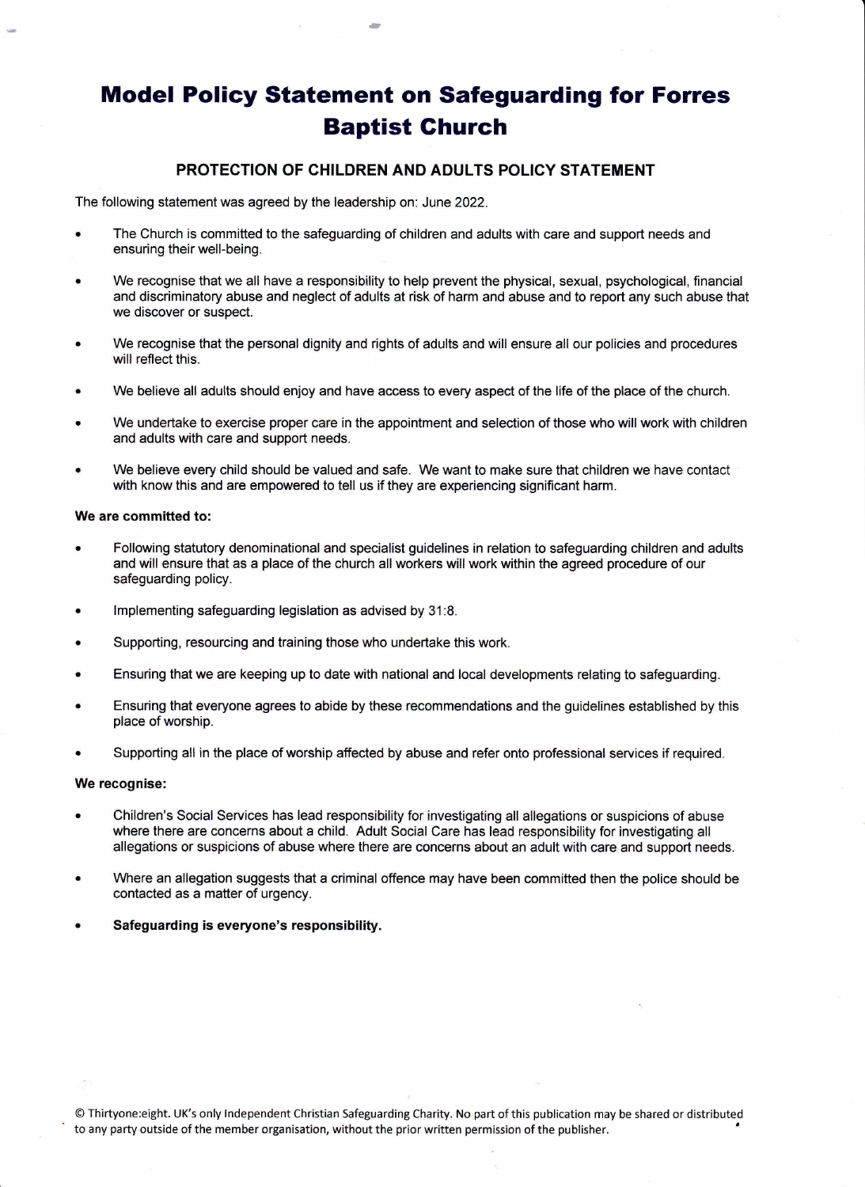# Model Policy Statement on Safeguarding for Forres Baptist Church

## PROTECTION OF CHILDREN AND ADULTS POLICY STATEMENT

The following statement was agreed by the leadership on: June 2022.

- The Church is committed to the safeguarding of children and adults with care and support needs and ensuring their well-being.
- We recognise that we all have a responsibility to help prevent the physical, sexual, psychological, financial and discriminatory abuse and neglect of adults at risk of harm and abuse and to report any such abuse that we discover or suspect.
- We recognise that the personal dignity and rights of adults and will ensure all our policies and procedures will reflect this.
- We believe all adults should enjoy and have access to every aspect of the life of the place of the church.
- We undertake to exercise proper care in the appointment and selection of those who will work with children and adults with care and support needs.
- We believe every child should be valued and safe. We want to make sure that children we have contact with know this and are empowered to tell us if they are experiencing significant harm.

**We are committed to:**

- Following statutory denominational and specialist guidelines in relation to safeguarding children and adults and will ensure that as a place of the church all workers will work within the agreed procedure of our safeguarding policy.
- Implementing safeguarding legislation as advised by 31:8.
- Supporting, resourcing and training those who undertake this work.
- Ensuring that we are keeping up to date with national and local developments relating to safeguarding.
- Ensuring that everyone agrees to abide by these recommendations and the guidelines established by this place of worship.
- Supporting all in the place of worship affected by abuse and refer onto professional services if required.

**We recognise:**

- Children's Social Services has lead responsibility for investigating all allegations or suspicions of abuse where there are concerns about a child. Adult Social Care has lead responsibility for investigating all allegations or suspicions of abuse where there are concerns about an adult with care and support needs.
- Where an allegation suggests that a criminal offence may have been committed then the police should be contacted as a matter of urgency.
- **Safeguarding is everyone's responsibility.**

© Thirtyone:eight. UK's only Independent Christian Safeguarding Charity. No part of this publication may be shared or distributed to any party outside of the member organisation, without the prior written permission of the publisher.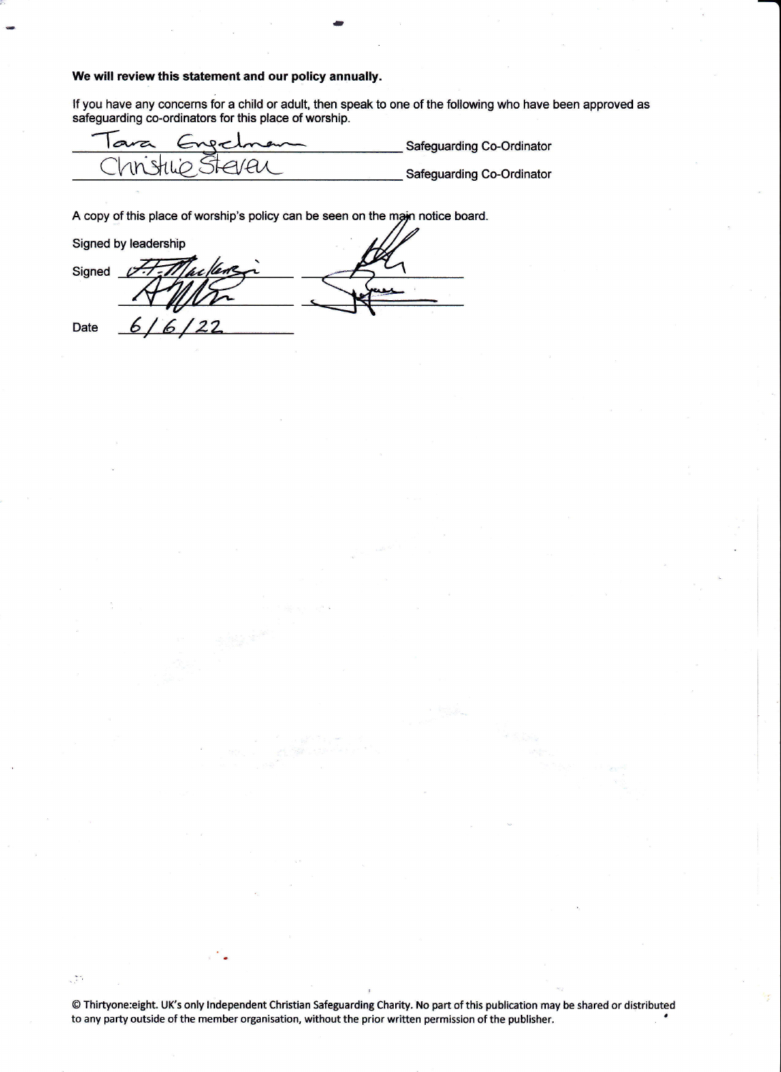**We will review this statement and our policy annually.**

If you have any concerns for a child or adult, then speak to one of the following who have been approved as safeguarding co-ordinators for this place of worship.

Tara Engelman ______________________ Safeguarding Co-Ordinator

Christine Steven ______________________ Safeguarding Co-Ordinator

A copy of this place of worship's policy can be seen on the main notice board.

Signed by leadership

Signed ______________________ ______________________

______________________ ______________________

Date 6/6/22

© Thirtyone:eight. UK's only Independent Christian Safeguarding Charity. No part of this publication may be shared or distributed to any party outside of the member organisation, without the prior written permission of the publisher.